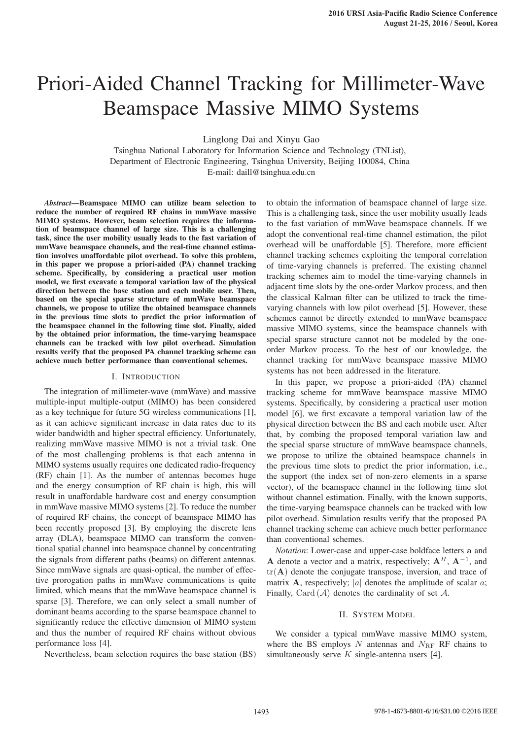# Priori-Aided Channel Tracking for Millimeter-Wave Beamspace Massive MIMO Systems

Linglong Dai and Xinyu Gao

Tsinghua National Laboratory for Information Science and Technology (TNList),
Department of Electronic Engineering, Tsinghua University, Beijing 100084, China
E-mail: daill@tsinghua.edu.cn

***Abstract*—Beamspace MIMO can utilize beam selection to reduce the number of required RF chains in mmWave massive MIMO systems. However, beam selection requires the information of beamspace channel of large size. This is a challenging task, since the user mobility usually leads to the fast variation of mmWave beamspace channels, and the real-time channel estimation involves unaffordable pilot overhead. To solve this problem, in this paper we propose a priori-aided (PA) channel tracking scheme. Specifically, by considering a practical user motion model, we first excavate a temporal variation law of the physical direction between the base station and each mobile user. Then, based on the special sparse structure of mmWave beamspace channels, we propose to utilize the obtained beamspace channels in the previous time slots to predict the prior information of the beamspace channel in the following time slot. Finally, aided by the obtained prior information, the time-varying beamspace channels can be tracked with low pilot overhead. Simulation results verify that the proposed PA channel tracking scheme can achieve much better performance than conventional schemes.**

## I. Introduction

The integration of millimeter-wave (mmWave) and massive multiple-input multiple-output (MIMO) has been considered as a key technique for future 5G wireless communications [1], as it can achieve significant increase in data rates due to its wider bandwidth and higher spectral efficiency. Unfortunately, realizing mmWave massive MIMO is not a trivial task. One of the most challenging problems is that each antenna in MIMO systems usually requires one dedicated radio-frequency (RF) chain [1]. As the number of antennas becomes huge and the energy consumption of RF chain is high, this will result in unaffordable hardware cost and energy consumption in mmWave massive MIMO systems [2]. To reduce the number of required RF chains, the concept of beamspace MIMO has been recently proposed [3]. By employing the discrete lens array (DLA), beamspace MIMO can transform the conventional spatial channel into beamspace channel by concentrating the signals from different paths (beams) on different antennas. Since mmWave signals are quasi-optical, the number of effective prorogation paths in mmWave communications is quite limited, which means that the mmWave beamspace channel is sparse [3]. Therefore, we can only select a small number of dominant beams according to the sparse beamspace channel to significantly reduce the effective dimension of MIMO system and thus the number of required RF chains without obvious performance loss [4].

Nevertheless, beam selection requires the base station (BS) to obtain the information of beamspace channel of large size. This is a challenging task, since the user mobility usually leads to the fast variation of mmWave beamspace channels. If we adopt the conventional real-time channel estimation, the pilot overhead will be unaffordable [5]. Therefore, more efficient channel tracking schemes exploiting the temporal correlation of time-varying channels is preferred. The existing channel tracking schemes aim to model the time-varying channels in adjacent time slots by the one-order Markov process, and then the classical Kalman filter can be utilized to track the time-varying channels with low pilot overhead [5]. However, these schemes cannot be directly extended to mmWave beamspace massive MIMO systems, since the beamspace channels with special sparse structure cannot not be modeled by the one-order Markov process. To the best of our knowledge, the channel tracking for mmWave beamspace massive MIMO systems has not been addressed in the literature.

In this paper, we propose a priori-aided (PA) channel tracking scheme for mmWave beamspace massive MIMO systems. Specifically, by considering a practical user motion model [6], we first excavate a temporal variation law of the physical direction between the BS and each mobile user. After that, by combing the proposed temporal variation law and the special sparse structure of mmWave beamspace channels, we propose to utilize the obtained beamspace channels in the previous time slots to predict the prior information, i.e., the support (the index set of non-zero elements in a sparse vector), of the beamspace channel in the following time slot without channel estimation. Finally, with the known supports, the time-varying beamspace channels can be tracked with low pilot overhead. Simulation results verify that the proposed PA channel tracking scheme can achieve much better performance than conventional schemes.

*Notation*: Lower-case and upper-case boldface letters $\mathbf{a}$ and $\mathbf{A}$ denote a vector and a matrix, respectively; $\mathbf{A}^H$, $\mathbf{A}^{-1}$, and $\mathrm{tr}(\mathbf{A})$ denote the conjugate transpose, inversion, and trace of matrix $\mathbf{A}$, respectively; $|a|$ denotes the amplitude of scalar $a$; Finally, $\mathrm{Card}\left(\mathcal{A}\right)$ denotes the cardinality of set $\mathcal{A}$.

## II. System Model

We consider a typical mmWave massive MIMO system, where the BS employs $N$ antennas and $N_{\mathrm{RF}}$ RF chains to simultaneously serve $K$ single-antenna users [4].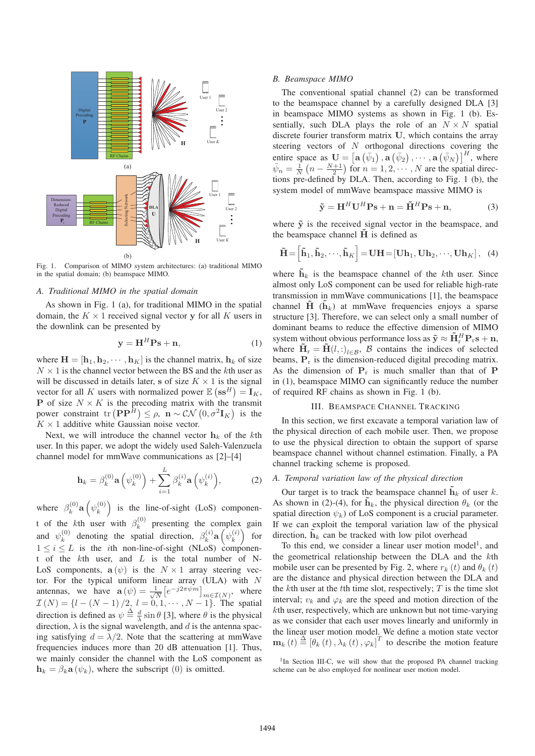Fig. 1. Comparison of MIMO system architectures: (a) traditional MIMO in the spatial domain; (b) beamspace MIMO.

### A. Traditional MIMO in the spatial domain

As shown in Fig. 1 (a), for traditional MIMO in the spatial domain, the $K \times 1$ received signal vector $\mathbf{y}$ for all $K$ users in the downlink can be presented by

$$\mathbf{y} = \mathbf{H}^H \mathbf{P} \mathbf{s} + \mathbf{n}, \tag{1}$$

where $\mathbf{H} = [\mathbf{h}_1, \mathbf{h}_2, \cdots, \mathbf{h}_K]$ is the channel matrix, $\mathbf{h}_k$ of size $N \times 1$ is the channel vector between the BS and the $k$th user as will be discussed in details later, $\mathbf{s}$ of size $K \times 1$ is the signal vector for all $K$ users with normalized power $\mathbb{E}\left(\mathbf{s}\mathbf{s}^H\right) = \mathbf{I}_K$, $\mathbf{P}$ of size $N \times K$ is the precoding matrix with the transmit power constraint $\operatorname{tr}\left(\mathbf{P}\mathbf{P}^H\right) \leq \rho$, $\mathbf{n} \sim \mathcal{CN}\left(0, \sigma^2 \mathbf{I}_K\right)$ is the $K \times 1$ additive white Gaussian noise vector.

Next, we will introduce the channel vector $\mathbf{h}_k$ of the $k$th user. In this paper, we adopt the widely used Saleh-Valenzuela channel model for mmWave communications as [2]–[4]

$$\mathbf{h}_k = \beta_k^{(0)} \mathbf{a}\left(\psi_k^{(0)}\right) + \sum_{i=1}^{L} \beta_k^{(i)} \mathbf{a}\left(\psi_k^{(i)}\right), \tag{2}$$

where $\beta_k^{(0)} \mathbf{a}\left(\psi_k^{(0)}\right)$ is the line-of-sight (LoS) component of the $k$th user with $\beta_k^{(0)}$ presenting the complex gain and $\psi_k^{(0)}$ denoting the spatial direction, $\beta_k^{(i)} \mathbf{a}\left(\psi_k^{(i)}\right)$ for $1 \leq i \leq L$ is the $i$th non-line-of-sight (NLoS) component of the $k$th user, and $L$ is the total number of NLoS components, $\mathbf{a}(\psi)$ is the $N \times 1$ array steering vector. For the typical uniform linear array (ULA) with $N$ antennas, we have $\mathbf{a}(\psi) = \frac{1}{\sqrt{N}}\left[e^{-j2\pi\psi m}\right]_{m \in \mathcal{I}(N)}$, where $\mathcal{I}(N) = \{l - (N-1)/2,\ l = 0, 1, \cdots, N-1\}$. The spatial direction is defined as $\psi \triangleq \frac{d}{\lambda} \sin\theta$ [3], where $\theta$ is the physical direction, $\lambda$ is the signal wavelength, and $d$ is the antenna spacing satisfying $d = \lambda/2$. Note that the scattering at mmWave frequencies induces more than 20 dB attenuation [1]. Thus, we mainly consider the channel with the LoS component as $\mathbf{h}_k = \beta_k \mathbf{a}(\psi_k)$, where the subscript $(0)$ is omitted.

### B. Beamspace MIMO

The conventional spatial channel (2) can be transformed to the beamspace channel by a carefully designed DLA [3] in beamspace MIMO systems as shown in Fig. 1 (b). Essentially, such DLA plays the role of an $N \times N$ spatial discrete fourier transform matrix $\mathbf{U}$, which contains the array steering vectors of $N$ orthogonal directions covering the entire space as $\mathbf{U} = \left[\mathbf{a}\left(\bar{\psi}_1\right), \mathbf{a}\left(\bar{\psi}_2\right), \cdots, \mathbf{a}\left(\bar{\psi}_N\right)\right]^H$, where $\bar{\psi}_n = \frac{1}{N}\left(n - \frac{N+1}{2}\right)$ for $n = 1, 2, \cdots, N$ are the spatial directions pre-defined by DLA. Then, according to Fig. 1 (b), the system model of mmWave beamspace massive MIMO is

$$\tilde{\mathbf{y}} = \mathbf{H}^H \mathbf{U}^H \mathbf{P} \mathbf{s} + \mathbf{n} = \tilde{\mathbf{H}}^H \mathbf{P} \mathbf{s} + \mathbf{n}, \tag{3}$$

where $\tilde{\mathbf{y}}$ is the received signal vector in the beamspace, and the beamspace channel $\tilde{\mathbf{H}}$ is defined as

$$\tilde{\mathbf{H}} = \left[\tilde{\mathbf{h}}_1, \tilde{\mathbf{h}}_2, \cdots, \tilde{\mathbf{h}}_K\right] = \mathbf{U}\mathbf{H} = \left[\mathbf{U}\mathbf{h}_1, \mathbf{U}\mathbf{h}_2, \cdots, \mathbf{U}\mathbf{h}_K\right], \tag{4}$$

where $\tilde{\mathbf{h}}_k$ is the beamspace channel of the $k$th user. Since almost only LoS component can be used for reliable high-rate transmission in mmWave communications [1], the beamspace channel $\tilde{\mathbf{H}}$ ($\tilde{\mathbf{h}}_k$) at mmWave frequencies enjoys a sparse structure [3]. Therefore, we can select only a small number of dominant beams to reduce the effective dimension of MIMO system without obvious performance loss as $\tilde{\mathbf{y}} \approx \tilde{\mathbf{H}}_{\mathrm{r}}^H \mathbf{P}_{\mathrm{r}} \mathbf{s} + \mathbf{n}$, where $\tilde{\mathbf{H}}_{\mathrm{r}} = \tilde{\mathbf{H}}(l,:)_{l \in \mathcal{B}}$, $\mathcal{B}$ contains the indices of selected beams, $\mathbf{P}_{\mathrm{r}}$ is the dimension-reduced digital precoding matrix. As the dimension of $\mathbf{P}_{\mathrm{r}}$ is much smaller than that of $\mathbf{P}$ in (1), beamspace MIMO can significantly reduce the number of required RF chains as shown in Fig. 1 (b).

## III. Beamspace Channel Tracking

In this section, we first excavate a temporal variation law of the physical direction of each mobile user. Then, we propose to use the physical direction to obtain the support of sparse beamspace channel without channel estimation. Finally, a PA channel tracking scheme is proposed.

### A. Temporal variation law of the physical direction

Our target is to track the beamspace channel $\tilde{\mathbf{h}}_k$ of user $k$. As shown in (2)-(4), for $\tilde{\mathbf{h}}_k$, the physical direction $\theta_k$ (or the spatial direction $\psi_k$) of LoS component is a crucial parameter. If we can exploit the temporal variation law of the physical direction, $\tilde{\mathbf{h}}_k$ can be tracked with low pilot overhead

To this end, we consider a linear user motion model[1], and the geometrical relationship between the DLA and the $k$th mobile user can be presented by Fig. 2, where $r_k(t)$ and $\theta_k(t)$ are the distance and physical direction between the DLA and the $k$th user at the $t$th time slot, respectively; $T$ is the time slot interval; $v_k$ and $\varphi_k$ are the speed and motion direction of the $k$th user, respectively, which are unknown but not time-varying as we consider that each user moves linearly and uniformly in the linear user motion model. We define a motion state vector $\mathbf{m}_k(t) \triangleq \left[\theta_k(t), \lambda_k(t), \varphi_k\right]^T$ to describe the motion feature

[1] In Section III-C, we will show that the proposed PA channel tracking scheme can be also employed for nonlinear user motion model.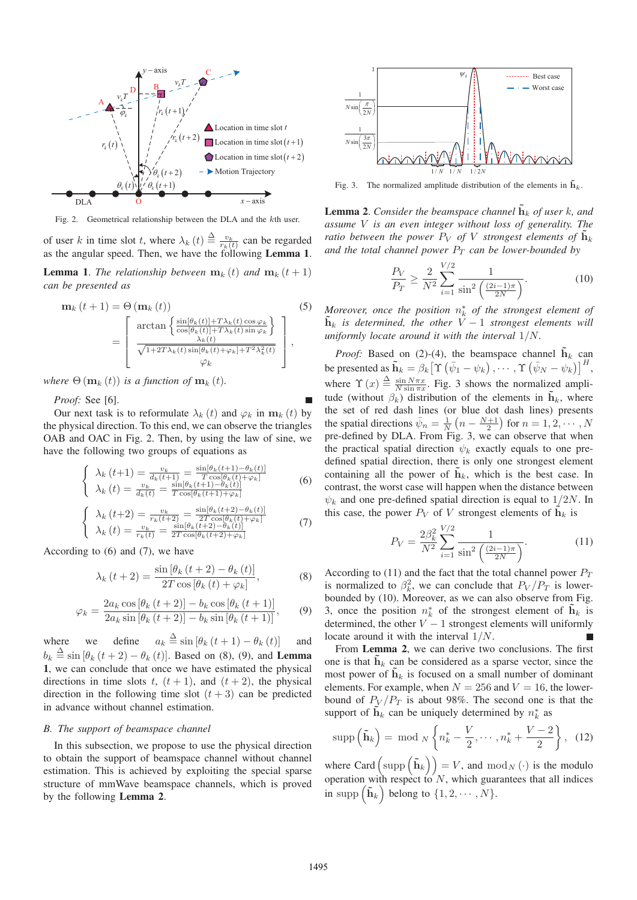Fig. 2. Geometrical relationship between the DLA and the $k$th user.

of user $k$ in time slot $t$, where $\lambda_k(t) \triangleq \frac{v_k}{r_k(t)}$ can be regarded as the angular speed. Then, we have the following **Lemma 1**.

**Lemma 1**. *The relationship between $\mathbf{m}_k(t)$ and $\mathbf{m}_k(t+1)$ can be presented as*

$$\mathbf{m}_k(t+1) = \Theta(\mathbf{m}_k(t)) = \begin{bmatrix} \dfrac{\arctan\left\{\frac{\sin[\theta_k(t)] + T\lambda_k(t)\cos\varphi_k}{\cos[\theta_k(t)] + T\lambda_k(t)\sin\varphi_k}\right\}}{} \\ \dfrac{\lambda_k(t)}{\sqrt{1+2T\lambda_k(t)\sin[\theta_k(t)+\varphi_k] + T^2\lambda_k^2(t)}} \\ \varphi_k \end{bmatrix}, \tag{5}$$

*where $\Theta(\mathbf{m}_k(t))$ is a function of $\mathbf{m}_k(t)$.*

*Proof:* See [6]. ■

Our next task is to reformulate $\lambda_k(t)$ and $\varphi_k$ in $\mathbf{m}_k(t)$ by the physical direction. To this end, we can observe the triangles OAB and OAC in Fig. 2. Then, by using the law of sine, we have the following two groups of equations as

$$\begin{cases} \lambda_k(t+1) = \frac{v_k}{d_k(t+1)} = \frac{\sin[\theta_k(t+1) - \theta_k(t)]}{T\cos[\theta_k(t) + \varphi_k]} \\ \lambda_k(t) = \frac{v_k}{d_k(t)} = \frac{\sin[\theta_k(t+1) - \theta_k(t)]}{T\cos[\theta_k(t+1) + \varphi_k]} \end{cases} \tag{6}$$

$$\begin{cases} \lambda_k(t+2) = \frac{v_k}{r_k(t+2)} = \frac{\sin[\theta_k(t+2) - \theta_k(t)]}{2T\cos[\theta_k(t) + \varphi_k]} \\ \lambda_k(t) = \frac{v_k}{r_k(t)} = \frac{\sin[\theta_k(t+2) - \theta_k(t)]}{2T\cos[\theta_k(t+2) + \varphi_k]} \end{cases} \tag{7}$$

According to (6) and (7), we have

$$\lambda_k(t+2) = \frac{\sin[\theta_k(t+2) - \theta_k(t)]}{2T\cos[\theta_k(t) + \varphi_k]}, \tag{8}$$

$$\varphi_k = \frac{2a_k\cos[\theta_k(t+2)] - b_k\cos[\theta_k(t+1)]}{2a_k\sin[\theta_k(t+2)] - b_k\sin[\theta_k(t+1)]}, \tag{9}$$

where we define $a_k \triangleq \sin[\theta_k(t+1) - \theta_k(t)]$ and $b_k \triangleq \sin[\theta_k(t+2) - \theta_k(t)]$. Based on (8), (9), and **Lemma 1**, we can conclude that once we have estimated the physical directions in time slots $t$, $(t+1)$, and $(t+2)$, the physical direction in the following time slot $(t+3)$ can be predicted in advance without channel estimation.

## B. The support of beamspace channel

In this subsection, we propose to use the physical direction to obtain the support of beamspace channel without channel estimation. This is achieved by exploiting the special sparse structure of mmWave beamspace channels, which is proved by the following **Lemma 2**.

Fig. 3. The normalized amplitude distribution of the elements in $\tilde{\mathbf{h}}_k$.

**Lemma 2**. *Consider the beamspace channel $\tilde{\mathbf{h}}_k$ of user $k$, and assume $V$ is an even integer without loss of generality. The ratio between the power $P_V$ of $V$ strongest elements of $\tilde{\mathbf{h}}_k$ and the total channel power $P_T$ can be lower-bounded by*

$$\frac{P_V}{P_T} \geq \frac{2}{N^2}\sum_{i=1}^{V/2}\frac{1}{\sin^2\left(\frac{(2i-1)\pi}{2N}\right)}. \tag{10}$$

*Moreover, once the position $n_k^*$ of the strongest element of $\tilde{\mathbf{h}}_k$ is determined, the other $V-1$ strongest elements will uniformly locate around it with the interval $1/N$.*

*Proof:* Based on (2)-(4), the beamspace channel $\tilde{\mathbf{h}}_k$ can be presented as $\tilde{\mathbf{h}}_k = \beta_k\left[\Upsilon(\bar{\psi}_1 - \psi_k), \cdots, \Upsilon(\bar{\psi}_N - \psi_k)\right]^H$, where $\Upsilon(x) \triangleq \frac{\sin N\pi x}{N\sin\pi x}$. Fig. 3 shows the normalized amplitude (without $\beta_k$) distribution of the elements in $\tilde{\mathbf{h}}_k$, where the set of red dash lines (or blue dot dash lines) presents the spatial directions $\bar{\psi}_n = \frac{1}{N}\left(n - \frac{N+1}{2}\right)$ for $n = 1, 2, \cdots, N$ pre-defined by DLA. From Fig. 3, we can observe that when the practical spatial direction $\psi_k$ exactly equals to one pre-defined spatial direction, there is only one strongest element containing all the power of $\tilde{\mathbf{h}}_k$, which is the best case. In contrast, the worst case will happen when the distance between $\psi_k$ and one pre-defined spatial direction is equal to $1/2N$. In this case, the power $P_V$ of $V$ strongest elements of $\tilde{\mathbf{h}}_k$ is

$$P_V = \frac{2\beta_k^2}{N^2}\sum_{i=1}^{V/2}\frac{1}{\sin^2\left(\frac{(2i-1)\pi}{2N}\right)}. \tag{11}$$

According to (11) and the fact that the total channel power $P_T$ is normalized to $\beta_k^2$, we can conclude that $P_V/P_T$ is lower-bounded by (10). Moreover, as we can also observe from Fig. 3, once the position $n_k^*$ of the strongest element of $\tilde{\mathbf{h}}_k$ is determined, the other $V-1$ strongest elements will uniformly locate around it with the interval $1/N$. ■

From **Lemma 2**, we can derive two conclusions. The first one is that $\tilde{\mathbf{h}}_k$ can be considered as a sparse vector, since the most power of $\tilde{\mathbf{h}}_k$ is focused on a small number of dominant elements. For example, when $N = 256$ and $V = 16$, the lower-bound of $P_V/P_T$ is about 98%. The second one is that the support of $\tilde{\mathbf{h}}_k$ can be uniquely determined by $n_k^*$ as

$$\text{supp}\left(\tilde{\mathbf{h}}_k\right) = \text{mod}_N\left\{n_k^* - \frac{V}{2}, \cdots, n_k^* + \frac{V-2}{2}\right\}, \tag{12}$$

where $\text{Card}\left(\text{supp}\left(\tilde{\mathbf{h}}_k\right)\right) = V$, and $\text{mod}_N(\cdot)$ is the modulo operation with respect to $N$, which guarantees that all indices in $\text{supp}\left(\tilde{\mathbf{h}}_k\right)$ belong to $\{1, 2, \cdots, N\}$.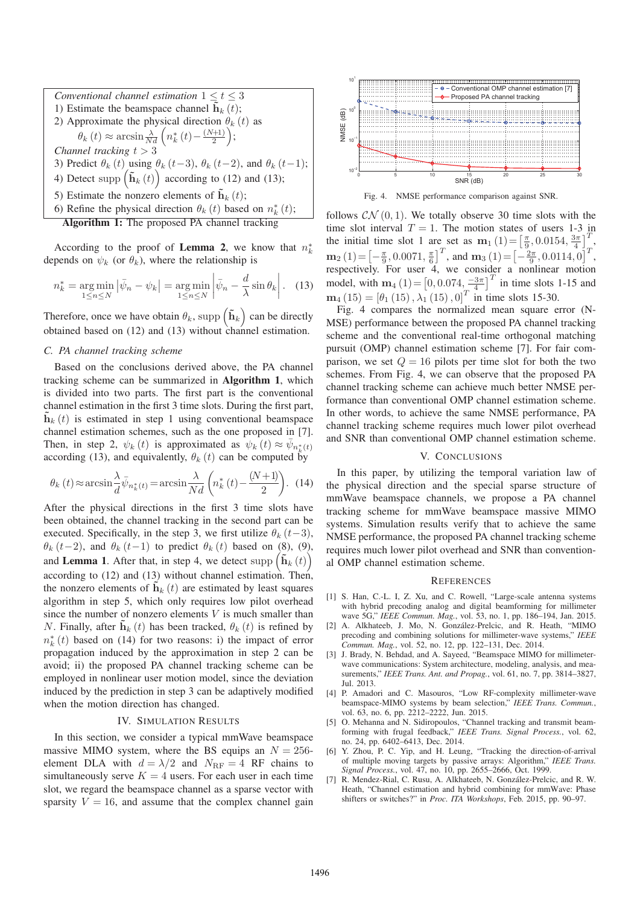*Conventional channel estimation* $1 \leq t \leq 3$
1) Estimate the beamspace channel $\tilde{\mathbf{h}}_k(t)$;
2) Approximate the physical direction $\theta_k(t)$ as $\theta_k(t) \approx \arcsin\frac{\lambda}{Nd}\left(n_k^*(t) - \frac{(N+1)}{2}\right)$;

*Channel tracking* $t > 3$
3) Predict $\theta_k(t)$ using $\theta_k(t-3)$, $\theta_k(t-2)$, and $\theta_k(t-1)$;
4) Detect $\text{supp}\left(\tilde{\mathbf{h}}_k(t)\right)$ according to (12) and (13);
5) Estimate the nonzero elements of $\tilde{\mathbf{h}}_k(t)$;
6) Refine the physical direction $\theta_k(t)$ based on $n_k^*(t)$;

**Algorithm 1:** The proposed PA channel tracking

According to the proof of **Lemma 2**, we know that $n_k^*$ depends on $\psi_k$ (or $\theta_k$), where the relationship is

$$n_k^* = \underset{1 \leq n \leq N}{\arg\min} \left|\bar{\psi}_n - \psi_k\right| = \underset{1 \leq n \leq N}{\arg\min} \left|\bar{\psi}_n - \frac{d}{\lambda}\sin\theta_k\right|. \quad (13)$$

Therefore, once we have obtain $\theta_k$, $\text{supp}\left(\tilde{\mathbf{h}}_k\right)$ can be directly obtained based on (12) and (13) without channel estimation.

### C. PA channel tracking scheme

Based on the conclusions derived above, the PA channel tracking scheme can be summarized in **Algorithm 1**, which is divided into two parts. The first part is the conventional channel estimation in the first 3 time slots. During the first part, $\tilde{\mathbf{h}}_k(t)$ is estimated in step 1 using conventional beamspace channel estimation schemes, such as the one proposed in [7]. Then, in step 2, $\psi_k(t)$ is approximated as $\psi_k(t) \approx \bar{\psi}_{n_k^*(t)}$ according (13), and equivalently, $\theta_k(t)$ can be computed by

$$\theta_k(t) \approx \arcsin\frac{\lambda}{d}\bar{\psi}_{n_k^*(t)} = \arcsin\frac{\lambda}{Nd}\left(n_k^*(t) - \frac{(N+1)}{2}\right). \quad (14)$$

After the physical directions in the first 3 time slots have been obtained, the channel tracking in the second part can be executed. Specifically, in the step 3, we first utilize $\theta_k(t-3)$, $\theta_k(t-2)$, and $\theta_k(t-1)$ to predict $\theta_k(t)$ based on (8), (9), and **Lemma 1**. After that, in step 4, we detect $\text{supp}\left(\tilde{\mathbf{h}}_k(t)\right)$ according to (12) and (13) without channel estimation. Then, the nonzero elements of $\tilde{\mathbf{h}}_k(t)$ are estimated by least squares algorithm in step 5, which only requires low pilot overhead since the number of nonzero elements $V$ is much smaller than $N$. Finally, after $\tilde{\mathbf{h}}_k(t)$ has been tracked, $\theta_k(t)$ is refined by $n_k^*(t)$ based on (14) for two reasons: i) the impact of error propagation induced by the approximation in step 2 can be avoid; ii) the proposed PA channel tracking scheme can be employed in nonlinear user motion model, since the deviation induced by the prediction in step 3 can be adaptively modified when the motion direction has changed.

## IV. Simulation Results

In this section, we consider a typical mmWave beamspace massive MIMO system, where the BS equips an $N = 256$-element DLA with $d = \lambda/2$ and $N_{\text{RF}} = 4$ RF chains to simultaneously serve $K = 4$ users. For each user in each time slot, we regard the beamspace channel as a sparse vector with sparsity $V = 16$, and assume that the complex channel gain follows $\mathcal{CN}(0,1)$. We totally observe 30 time slots with the time slot interval $T = 1$. The motion states of users 1-3 in the initial time slot 1 are set as $\mathbf{m}_1(1) = \left[\frac{\pi}{9}, 0.0154, \frac{3\pi}{4}\right]^T$, $\mathbf{m}_2(1) = \left[-\frac{\pi}{9}, 0.0071, \frac{\pi}{6}\right]^T$, and $\mathbf{m}_3(1) = \left[-\frac{2\pi}{9}, 0.0114, 0\right]^T$, respectively. For user 4, we consider a nonlinear motion model, with $\mathbf{m}_4(1) = \left[0, 0.074, \frac{-3\pi}{4}\right]^T$ in time slots 1-15 and $\mathbf{m}_4(15) = \left[\theta_1(15), \lambda_1(15), 0\right]^T$ in time slots 15-30.

NMSE (dB)
SNR (dB)
Conventional OMP channel estimation [7]
Proposed PA channel tracking
10^1
10^0
10^-1
10^-2
0
5
10
15
20
25
30

Fig. 4. NMSE performance comparison against SNR.

Fig. 4 compares the normalized mean square error (NMSE) performance between the proposed PA channel tracking scheme and the conventional real-time orthogonal matching pursuit (OMP) channel estimation scheme [7]. For fair comparison, we set $Q = 16$ pilots per time slot for both the two schemes. From Fig. 4, we can observe that the proposed PA channel tracking scheme can achieve much better NMSE performance than conventional OMP channel estimation scheme. In other words, to achieve the same NMSE performance, PA channel tracking scheme requires much lower pilot overhead and SNR than conventional OMP channel estimation scheme.

## V. Conclusions

In this paper, by utilizing the temporal variation law of the physical direction and the special sparse structure of mmWave beamspace channels, we propose a PA channel tracking scheme for mmWave beamspace massive MIMO systems. Simulation results verify that to achieve the same NMSE performance, the proposed PA channel tracking scheme requires much lower pilot overhead and SNR than conventional OMP channel estimation scheme.

## References

[1] S. Han, C.-L. I, Z. Xu, and C. Rowell, "Large-scale antenna systems with hybrid precoding analog and digital beamforming for millimeter wave 5G," *IEEE Commun. Mag.*, vol. 53, no. 1, pp. 186–194, Jan. 2015.

[2] A. Alkhateeb, J. Mo, N. González-Prelcic, and R. Heath, "MIMO precoding and combining solutions for millimeter-wave systems," *IEEE Commun. Mag.*, vol. 52, no. 12, pp. 122–131, Dec. 2014.

[3] J. Brady, N. Behdad, and A. Sayeed, "Beamspace MIMO for millimeter-wave communications: System architecture, modeling, analysis, and measurements," *IEEE Trans. Ant. and Propag.*, vol. 61, no. 7, pp. 3814–3827, Jul. 2013.

[4] P. Amadori and C. Masouros, "Low RF-complexity millimeter-wave beamspace-MIMO systems by beam selection," *IEEE Trans. Commun.*, vol. 63, no. 6, pp. 2212–2222, Jun. 2015.

[5] O. Mehanna and N. Sidiropoulos, "Channel tracking and transmit beamforming with frugal feedback," *IEEE Trans. Signal Process.*, vol. 62, no. 24, pp. 6402–6413, Dec. 2014.

[6] Y. Zhou, P. C. Yip, and H. Leung, "Tracking the direction-of-arrival of multiple moving targets by passive arrays: Algorithm," *IEEE Trans. Signal Process.*, vol. 47, no. 10, pp. 2655–2666, Oct. 1999.

[7] R. Mendez-Rial, C. Rusu, A. Alkhateeb, N. González-Prelcic, and R. W. Heath, "Channel estimation and hybrid combining for mmWave: Phase shifters or switches?" in *Proc. ITA Workshops*, Feb. 2015, pp. 90–97.